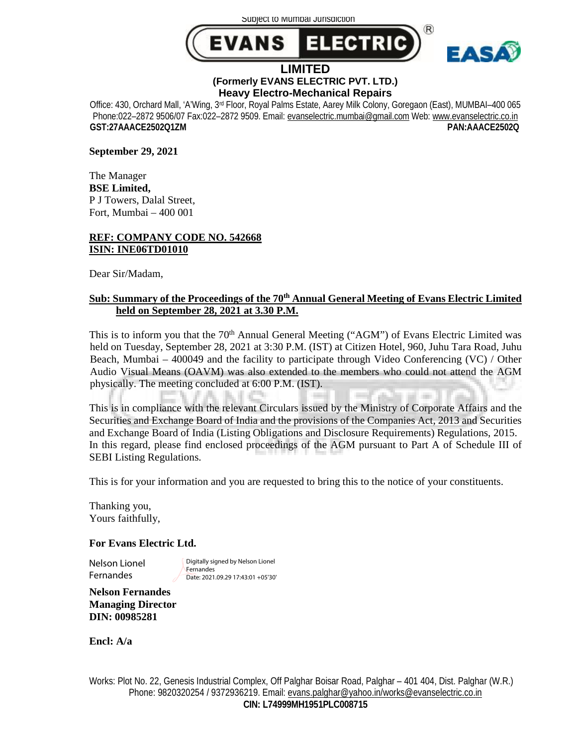Subject to Mumbai Jurisdiction

**EVANS ELECTRIC LIMITED**

**(Formerly EVANS ELECTRIC PVT. LTD.)**

**Heavy Electro-Mechanical Repairs**

Office: 430, Orchard Mall, 'A'Wing, 3rd Floor, Royal Palms Estate, Aarey Milk Colony, Goregaon (East), MUMBAI–400 065
Phone:022–2872 9506/07 Fax:022–2872 9509. Email: evanselectric.mumbai@gmail.com Web: www.evanselectric.co.in

**GST:27AAACE2502Q1ZM** **PAN:AAACE2502Q**

**September 29, 2021**

The Manager
**BSE Limited,**
P J Towers, Dalal Street,
Fort, Mumbai – 400 001

**REF: COMPANY CODE NO. 542668**
**ISIN: INE06TD01010**

Dear Sir/Madam,

**Sub: Summary of the Proceedings of the 70th Annual General Meeting of Evans Electric Limited held on September 28, 2021 at 3.30 P.M.**

This is to inform you that the 70th Annual General Meeting ("AGM") of Evans Electric Limited was held on Tuesday, September 28, 2021 at 3:30 P.M. (IST) at Citizen Hotel, 960, Juhu Tara Road, Juhu Beach, Mumbai – 400049 and the facility to participate through Video Conferencing (VC) / Other Audio Visual Means (OAVM) was also extended to the members who could not attend the AGM physically. The meeting concluded at 6:00 P.M. (IST).

This is in compliance with the relevant Circulars issued by the Ministry of Corporate Affairs and the Securities and Exchange Board of India and the provisions of the Companies Act, 2013 and Securities and Exchange Board of India (Listing Obligations and Disclosure Requirements) Regulations, 2015. In this regard, please find enclosed proceedings of the AGM pursuant to Part A of Schedule III of SEBI Listing Regulations.

This is for your information and you are requested to bring this to the notice of your constituents.

Thanking you,
Yours faithfully,

**For Evans Electric Ltd.**

Nelson Lionel Fernandes
Digitally signed by Nelson Lionel Fernandes
Date: 2021.09.29 17:43:01 +05'30'

**Nelson Fernandes**
**Managing Director**
**DIN: 00985281**

**Encl: A/a**

Works: Plot No. 22, Genesis Industrial Complex, Off Palghar Boisar Road, Palghar – 401 404, Dist. Palghar (W.R.)
Phone: 9820320254 / 9372936219. Email: evans.palghar@yahoo.in/works@evanselectric.co.in
**CIN: L74999MH1951PLC008715**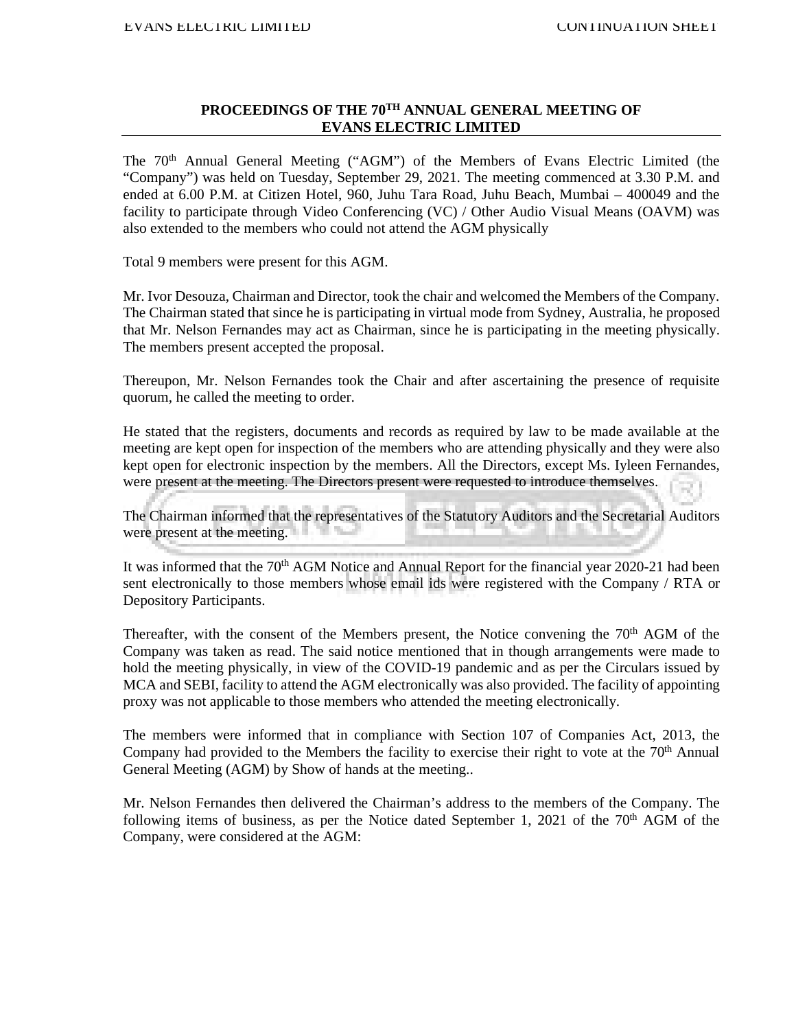# PROCEEDINGS OF THE 70TH ANNUAL GENERAL MEETING OF EVANS ELECTRIC LIMITED

The 70th Annual General Meeting ("AGM") of the Members of Evans Electric Limited (the "Company") was held on Tuesday, September 29, 2021. The meeting commenced at 3.30 P.M. and ended at 6.00 P.M. at Citizen Hotel, 960, Juhu Tara Road, Juhu Beach, Mumbai – 400049 and the facility to participate through Video Conferencing (VC) / Other Audio Visual Means (OAVM) was also extended to the members who could not attend the AGM physically

Total 9 members were present for this AGM.

Mr. Ivor Desouza, Chairman and Director, took the chair and welcomed the Members of the Company. The Chairman stated that since he is participating in virtual mode from Sydney, Australia, he proposed that Mr. Nelson Fernandes may act as Chairman, since he is participating in the meeting physically. The members present accepted the proposal.

Thereupon, Mr. Nelson Fernandes took the Chair and after ascertaining the presence of requisite quorum, he called the meeting to order.

He stated that the registers, documents and records as required by law to be made available at the meeting are kept open for inspection of the members who are attending physically and they were also kept open for electronic inspection by the members. All the Directors, except Ms. Iyleen Fernandes, were present at the meeting. The Directors present were requested to introduce themselves.

The Chairman informed that the representatives of the Statutory Auditors and the Secretarial Auditors were present at the meeting.

It was informed that the 70th AGM Notice and Annual Report for the financial year 2020-21 had been sent electronically to those members whose email ids were registered with the Company / RTA or Depository Participants.

Thereafter, with the consent of the Members present, the Notice convening the 70th AGM of the Company was taken as read. The said notice mentioned that in though arrangements were made to hold the meeting physically, in view of the COVID-19 pandemic and as per the Circulars issued by MCA and SEBI, facility to attend the AGM electronically was also provided. The facility of appointing proxy was not applicable to those members who attended the meeting electronically.

The members were informed that in compliance with Section 107 of Companies Act, 2013, the Company had provided to the Members the facility to exercise their right to vote at the 70th Annual General Meeting (AGM) by Show of hands at the meeting..

Mr. Nelson Fernandes then delivered the Chairman's address to the members of the Company. The following items of business, as per the Notice dated September 1, 2021 of the 70th AGM of the Company, were considered at the AGM: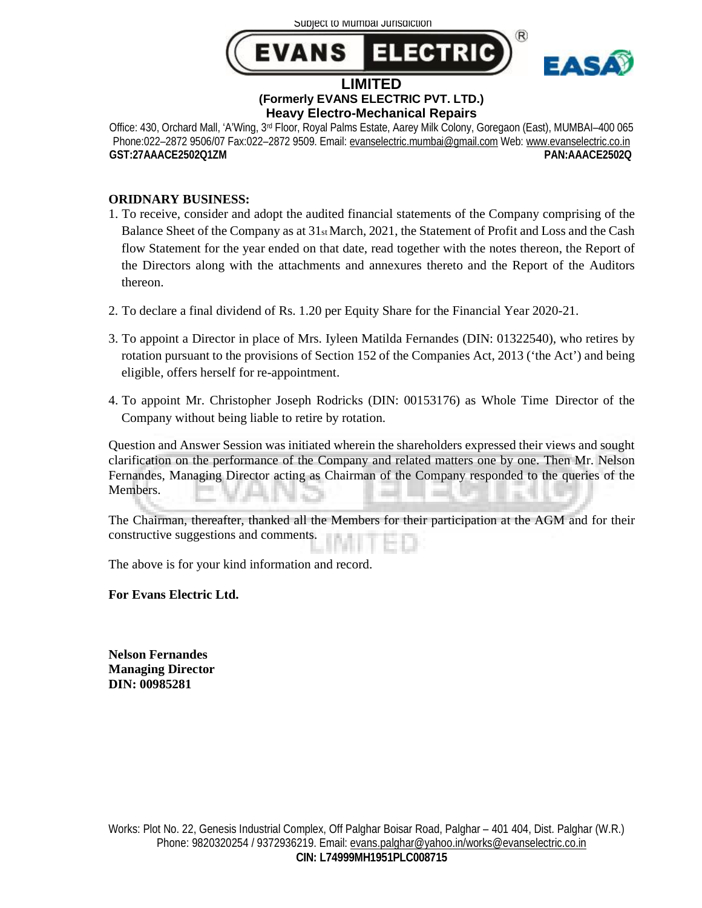**ORIDNARY BUSINESS:**

1. To receive, consider and adopt the audited financial statements of the Company comprising of the Balance Sheet of the Company as at 31st March, 2021, the Statement of Profit and Loss and the Cash flow Statement for the year ended on that date, read together with the notes thereon, the Report of the Directors along with the attachments and annexures thereto and the Report of the Auditors thereon.

2. To declare a final dividend of Rs. 1.20 per Equity Share for the Financial Year 2020-21.

3. To appoint a Director in place of Mrs. Iyleen Matilda Fernandes (DIN: 01322540), who retires by rotation pursuant to the provisions of Section 152 of the Companies Act, 2013 ('the Act') and being eligible, offers herself for re-appointment.

4. To appoint Mr. Christopher Joseph Rodricks (DIN: 00153176) as Whole Time Director of the Company without being liable to retire by rotation.

Question and Answer Session was initiated wherein the shareholders expressed their views and sought clarification on the performance of the Company and related matters one by one. Then Mr. Nelson Fernandes, Managing Director acting as Chairman of the Company responded to the queries of the Members.

The Chairman, thereafter, thanked all the Members for their participation at the AGM and for their constructive suggestions and comments.

The above is for your kind information and record.

**For Evans Electric Ltd.**

**Nelson Fernandes**
**Managing Director**
**DIN: 00985281**